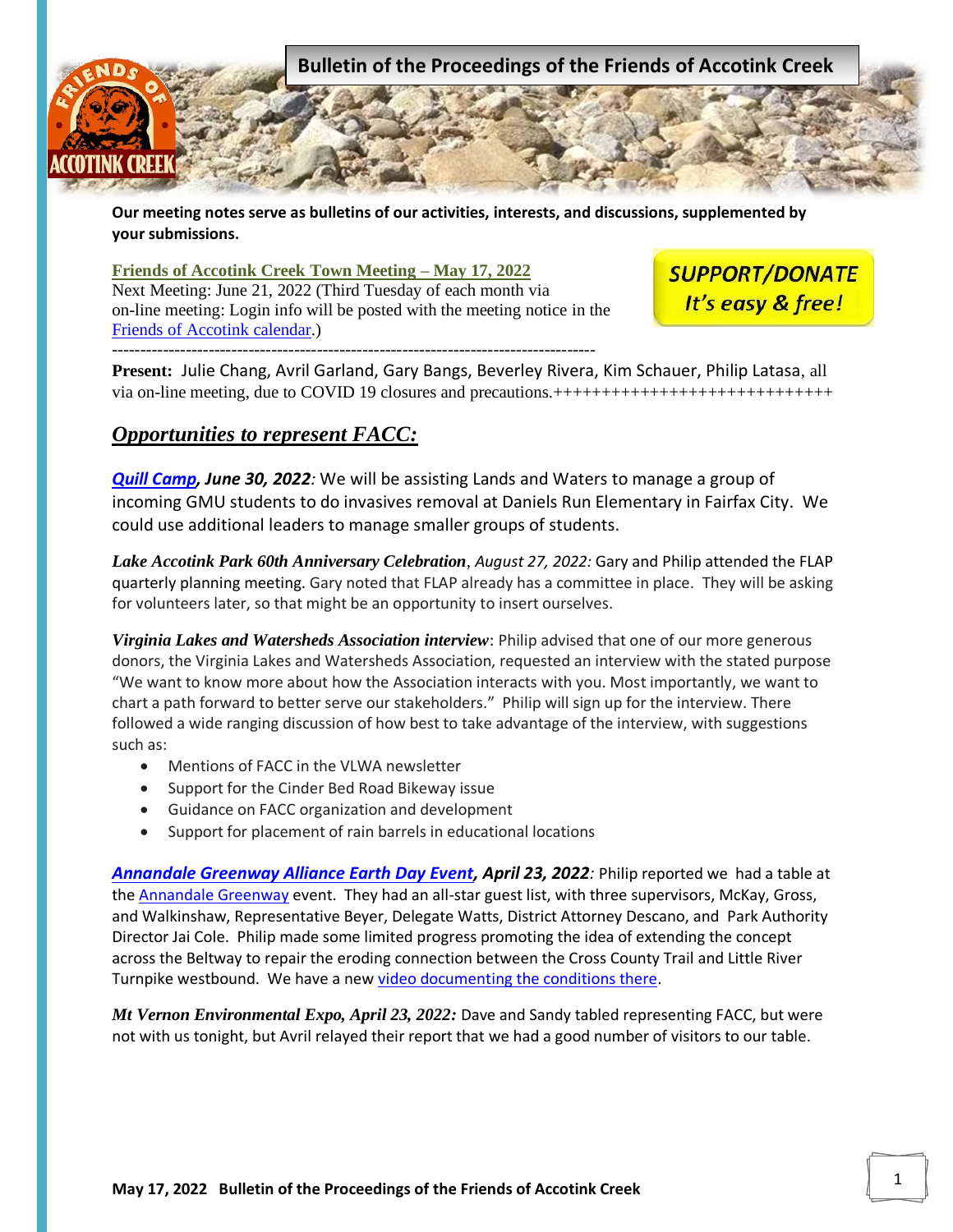# Bulletin of the Proceedings of the Friends of Accotink Creek

**Our meeting notes serve as bulletins of our activities, interests, and discussions, supplemented by your submissions.**

**Friends of Accotink Creek Town Meeting – May 17, 2022**
Next Meeting: June 21, 2022 (Third Tuesday of each month via on-line meeting: Login info will be posted with the meeting notice in the Friends of Accotink calendar.)

**SUPPORT/DONATE**
***It's easy & free!***

---

**Present:** Julie Chang, Avril Garland, Gary Bangs, Beverley Rivera, Kim Schauer, Philip Latasa, all via on-line meeting, due to COVID 19 closures and precautions.++++++++++++++++++++++++++++++

## *Opportunities to represent FACC:*

***Quill Camp*, June 30, 2022**: We will be assisting Lands and Waters to manage a group of incoming GMU students to do invasives removal at Daniels Run Elementary in Fairfax City. We could use additional leaders to manage smaller groups of students.

***Lake Accotink Park 60th Anniversary Celebration**, August 27, 2022:* Gary and Philip attended the FLAP quarterly planning meeting. Gary noted that FLAP already has a committee in place. They will be asking for volunteers later, so that might be an opportunity to insert ourselves.

***Virginia Lakes and Watersheds Association interview***: Philip advised that one of our more generous donors, the Virginia Lakes and Watersheds Association, requested an interview with the stated purpose "We want to know more about how the Association interacts with you. Most importantly, we want to chart a path forward to better serve our stakeholders." Philip will sign up for the interview. There followed a wide ranging discussion of how best to take advantage of the interview, with suggestions such as:

- Mentions of FACC in the VLWA newsletter
- Support for the Cinder Bed Road Bikeway issue
- Guidance on FACC organization and development
- Support for placement of rain barrels in educational locations

***Annandale Greenway Alliance Earth Day Event*, April 23, 2022**: Philip reported we had a table at the Annandale Greenway event. They had an all-star guest list, with three supervisors, McKay, Gross, and Walkinshaw, Representative Beyer, Delegate Watts, District Attorney Descano, and Park Authority Director Jai Cole. Philip made some limited progress promoting the idea of extending the concept across the Beltway to repair the eroding connection between the Cross County Trail and Little River Turnpike westbound. We have a new video documenting the conditions there.

***Mt Vernon Environmental Expo, April 23, 2022:*** Dave and Sandy tabled representing FACC, but were not with us tonight, but Avril relayed their report that we had a good number of visitors to our table.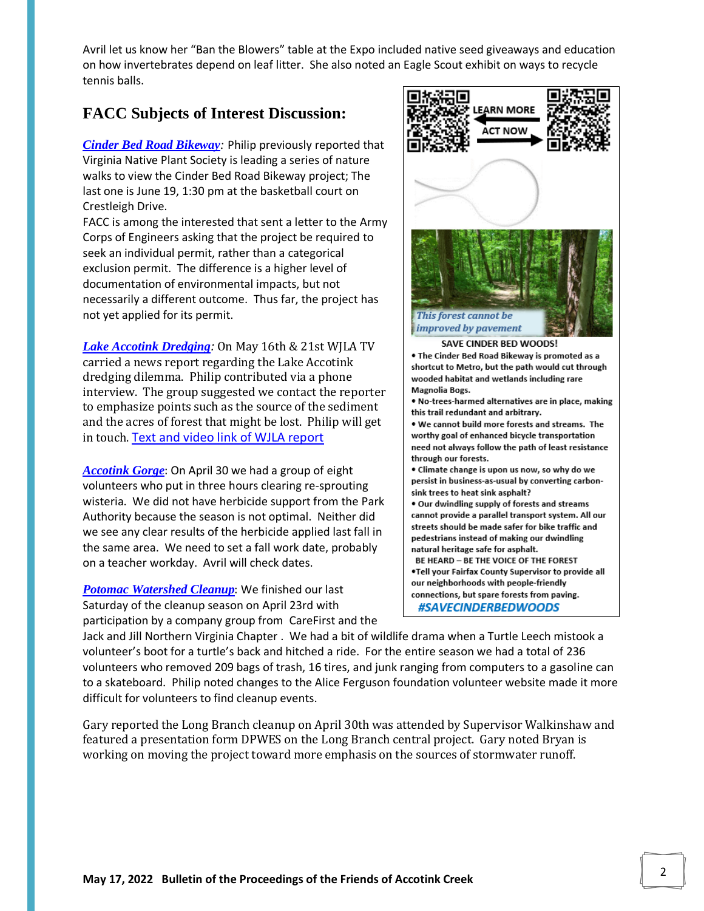Avril let us know her "Ban the Blowers" table at the Expo included native seed giveaways and education on how invertebrates depend on leaf litter. She also noted an Eagle Scout exhibit on ways to recycle tennis balls.

## FACC Subjects of Interest Discussion:

***Cinder Bed Road Bikeway:*** Philip previously reported that Virginia Native Plant Society is leading a series of nature walks to view the Cinder Bed Road Bikeway project; The last one is June 19, 1:30 pm at the basketball court on Crestleigh Drive.
FACC is among the interested that sent a letter to the Army Corps of Engineers asking that the project be required to seek an individual permit, rather than a categorical exclusion permit. The difference is a higher level of documentation of environmental impacts, but not necessarily a different outcome. Thus far, the project has not yet applied for its permit.

LEARN MORE

ACT NOW

*This forest cannot be improved by pavement*

**SAVE CINDER BED WOODS!**

- **The Cinder Bed Road Bikeway is promoted as a shortcut to Metro, but the path would cut through wooded habitat and wetlands including rare Magnolia Bogs.**
- **No-trees-harmed alternatives are in place, making this trail redundant and arbitrary.**
- **We cannot build more forests and streams. The worthy goal of enhanced bicycle transportation need not always follow the path of least resistance through our forests.**
- **Climate change is upon us now, so why do we persist in business-as-usual by converting carbon-sink trees to heat sink asphalt?**
- **Our dwindling supply of forests and streams cannot provide a parallel transport system. All our streets should be made safer for bike traffic and pedestrians instead of making our dwindling natural heritage safe for asphalt.**

**BE HEARD – BE THE VOICE OF THE FOREST**

- **Tell your Fairfax County Supervisor to provide all our neighborhoods with people-friendly connections, but spare forests from paving.**

***#SAVECINDERBEDWOODS***

***Lake Accotink Dredging:*** On May 16th & 21st WJLA TV carried a news report regarding the Lake Accotink dredging dilemma. Philip contributed via a phone interview. The group suggested we contact the reporter to emphasize points such as the source of the sediment and the acres of forest that might be lost. Philip will get in touch. Text and video link of WJLA report

***Accotink Gorge***: On April 30 we had a group of eight volunteers who put in three hours clearing re-sprouting wisteria. We did not have herbicide support from the Park Authority because the season is not optimal. Neither did we see any clear results of the herbicide applied last fall in the same area. We need to set a fall work date, probably on a teacher workday. Avril will check dates.

***Potomac Watershed Cleanup***: We finished our last Saturday of the cleanup season on April 23rd with participation by a company group from CareFirst and the Jack and Jill Northern Virginia Chapter . We had a bit of wildlife drama when a Turtle Leech mistook a volunteer's boot for a turtle's back and hitched a ride. For the entire season we had a total of 236 volunteers who removed 209 bags of trash, 16 tires, and junk ranging from computers to a gasoline can to a skateboard. Philip noted changes to the Alice Ferguson foundation volunteer website made it more difficult for volunteers to find cleanup events.

Gary reported the Long Branch cleanup on April 30th was attended by Supervisor Walkinshaw and featured a presentation form DPWES on the Long Branch central project. Gary noted Bryan is working on moving the project toward more emphasis on the sources of stormwater runoff.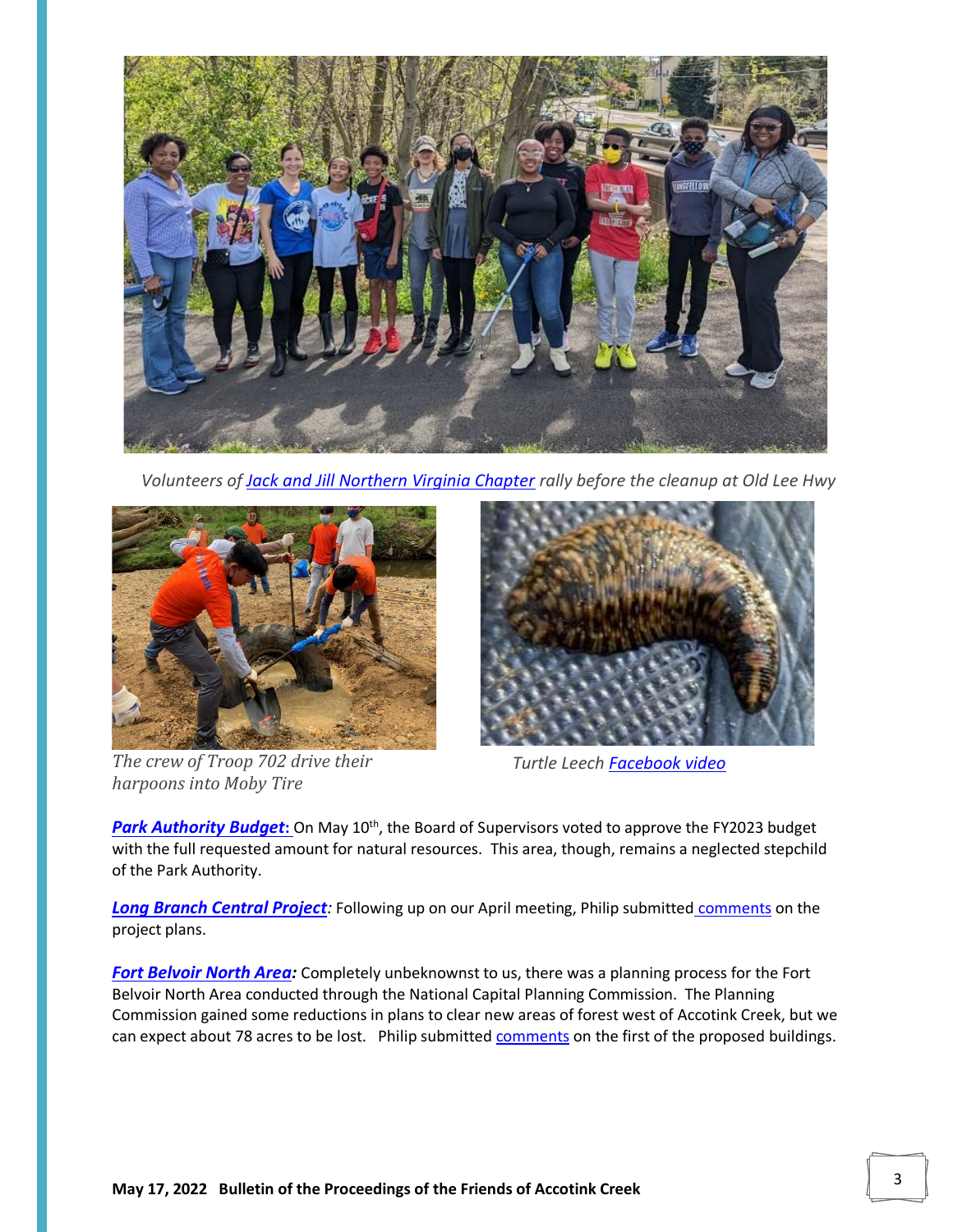*Volunteers of Jack and Jill Northern Virginia Chapter rally before the cleanup at Old Lee Hwy*

*The crew of Troop 702 drive their harpoons into Moby Tire*

*Turtle Leech* Facebook video

***Park Authority Budget*:** On May 10th, the Board of Supervisors voted to approve the FY2023 budget with the full requested amount for natural resources. This area, though, remains a neglected stepchild of the Park Authority.

***Long Branch Central Project*:** Following up on our April meeting, Philip submitted comments on the project plans.

***Fort Belvoir North Area*:** Completely unbeknownst to us, there was a planning process for the Fort Belvoir North Area conducted through the National Capital Planning Commission. The Planning Commission gained some reductions in plans to clear new areas of forest west of Accotink Creek, but we can expect about 78 acres to be lost. Philip submitted comments on the first of the proposed buildings.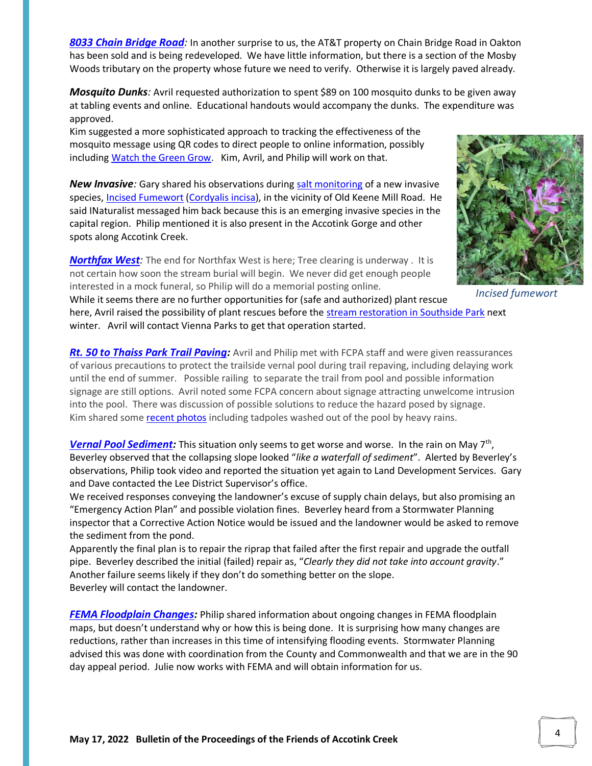***8033 Chain Bridge Road**:* In another surprise to us, the AT&T property on Chain Bridge Road in Oakton has been sold and is being redeveloped. We have little information, but there is a section of the Mosby Woods tributary on the property whose future we need to verify. Otherwise it is largely paved already.

***Mosquito Dunks**:* Avril requested authorization to spent $89 on 100 mosquito dunks to be given away at tabling events and online. Educational handouts would accompany the dunks. The expenditure was approved.

Kim suggested a more sophisticated approach to tracking the effectiveness of the mosquito message using QR codes to direct people to online information, possibly including Watch the Green Grow. Kim, Avril, and Philip will work on that.

***New Invasive**:* Gary shared his observations during salt monitoring of a new invasive species, Incised Fumewort (Cordyalis incisa), in the vicinity of Old Keene Mill Road. He said INaturalist messaged him back because this is an emerging invasive species in the capital region. Philip mentioned it is also present in the Accotink Gorge and other spots along Accotink Creek.

*Incised fumewort*

***Northfax West**:* The end for Northfax West is here; Tree clearing is underway . It is not certain how soon the stream burial will begin. We never did get enough people interested in a mock funeral, so Philip will do a memorial posting online.

While it seems there are no further opportunities for (safe and authorized) plant rescue here, Avril raised the possibility of plant rescues before the stream restoration in Southside Park next winter. Avril will contact Vienna Parks to get that operation started.

***Rt. 50 to Thaiss Park Trail Paving:*** Avril and Philip met with FCPA staff and were given reassurances of various precautions to protect the trailside vernal pool during trail repaving, including delaying work until the end of summer. Possible railing to separate the trail from pool and possible information signage are still options. Avril noted some FCPA concern about signage attracting unwelcome intrusion into the pool. There was discussion of possible solutions to reduce the hazard posed by signage. Kim shared some recent photos including tadpoles washed out of the pool by heavy rains.

***Vernal Pool Sediment:*** This situation only seems to get worse and worse. In the rain on May 7th, Beverley observed that the collapsing slope looked "*like a waterfall of sediment*". Alerted by Beverley's observations, Philip took video and reported the situation yet again to Land Development Services. Gary and Dave contacted the Lee District Supervisor's office.

We received responses conveying the landowner's excuse of supply chain delays, but also promising an "Emergency Action Plan" and possible violation fines. Beverley heard from a Stormwater Planning inspector that a Corrective Action Notice would be issued and the landowner would be asked to remove the sediment from the pond.

Apparently the final plan is to repair the riprap that failed after the first repair and upgrade the outfall pipe. Beverley described the initial (failed) repair as, "*Clearly they did not take into account gravity*." Another failure seems likely if they don't do something better on the slope.

Beverley will contact the landowner.

***FEMA Floodplain Changes:*** Philip shared information about ongoing changes in FEMA floodplain maps, but doesn't understand why or how this is being done. It is surprising how many changes are reductions, rather than increases in this time of intensifying flooding events. Stormwater Planning advised this was done with coordination from the County and Commonwealth and that we are in the 90 day appeal period. Julie now works with FEMA and will obtain information for us.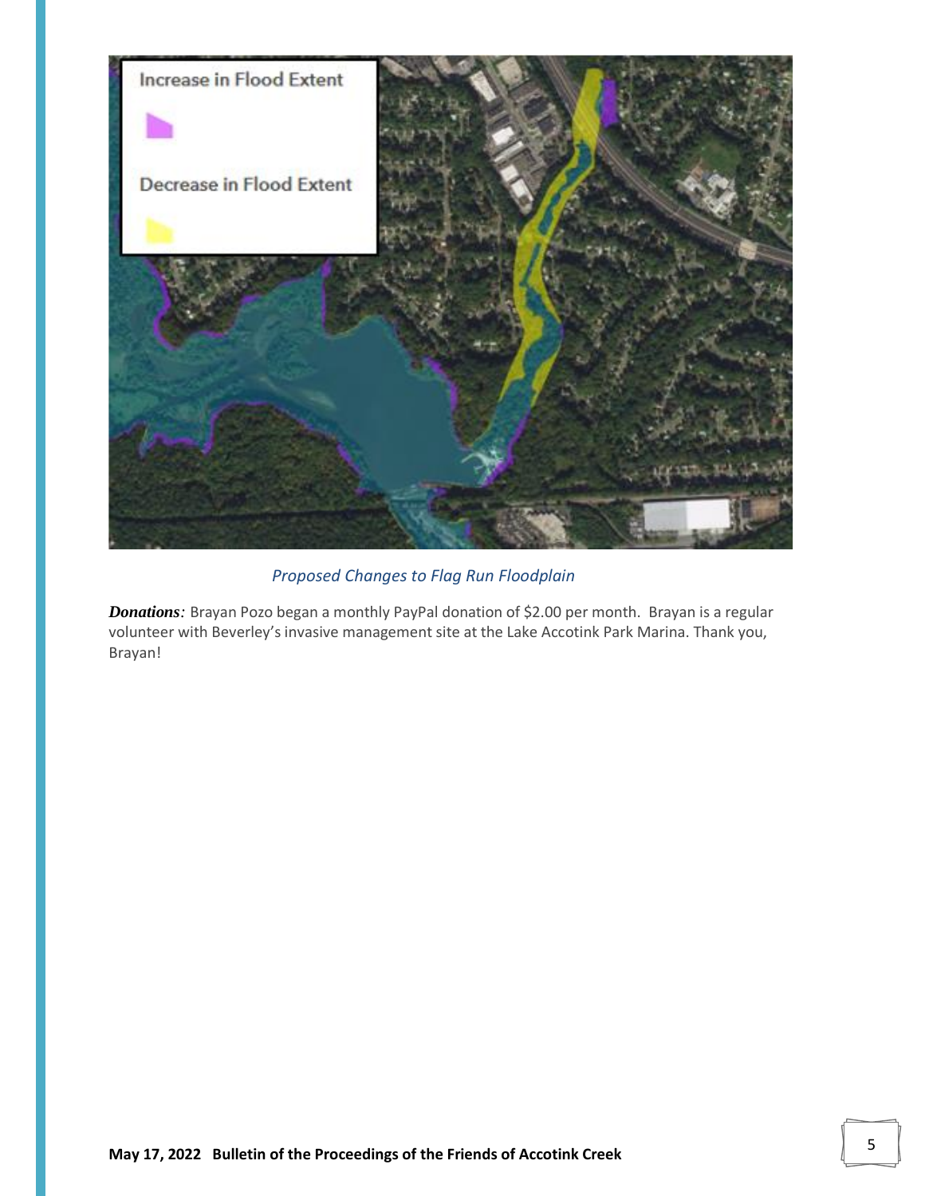Increase in Flood Extent

Decrease in Flood Extent

*Proposed Changes to Flag Run Floodplain*

***Donations**:* Brayan Pozo began a monthly PayPal donation of $2.00 per month. Brayan is a regular volunteer with Beverley's invasive management site at the Lake Accotink Park Marina. Thank you, Brayan!